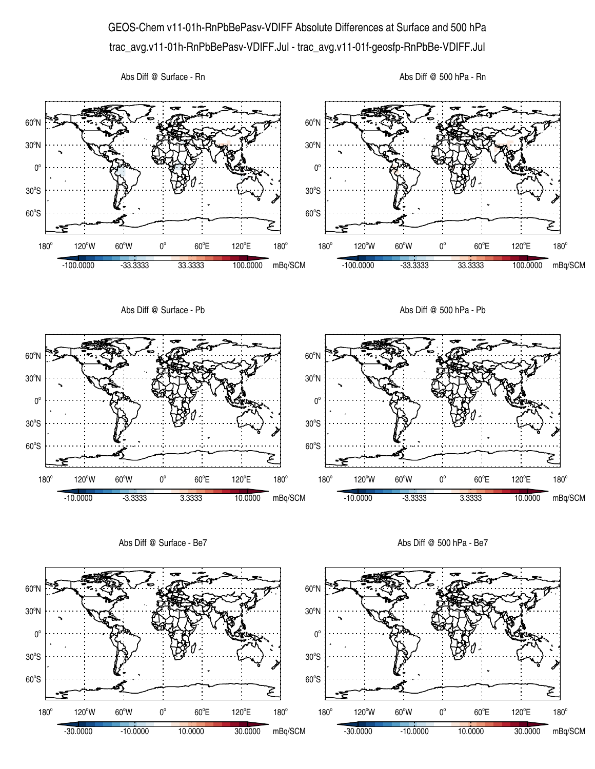# GEOS-Chem v11-01h-RnPbBePasv-VDIFF Absolute Differences at Surface and 500 hPa

trac_avg.v11-01h-RnPbBePasv-VDIFF.Jul - trac_avg.v11-01f-geosfp-RnPbBe-VDIFF.Jul

Abs Diff @ Surface - Rn

Abs Diff @ 500 hPa - Rn

-100.0000 -33.3333 33.3333 100.0000 mBq/SCM

Abs Diff @ Surface - Pb

Abs Diff @ 500 hPa - Pb

-10.0000 -3.3333 3.3333 10.0000 mBq/SCM

Abs Diff @ Surface - Be7

Abs Diff @ 500 hPa - Be7

-30.0000 -10.0000 10.0000 30.0000 mBq/SCM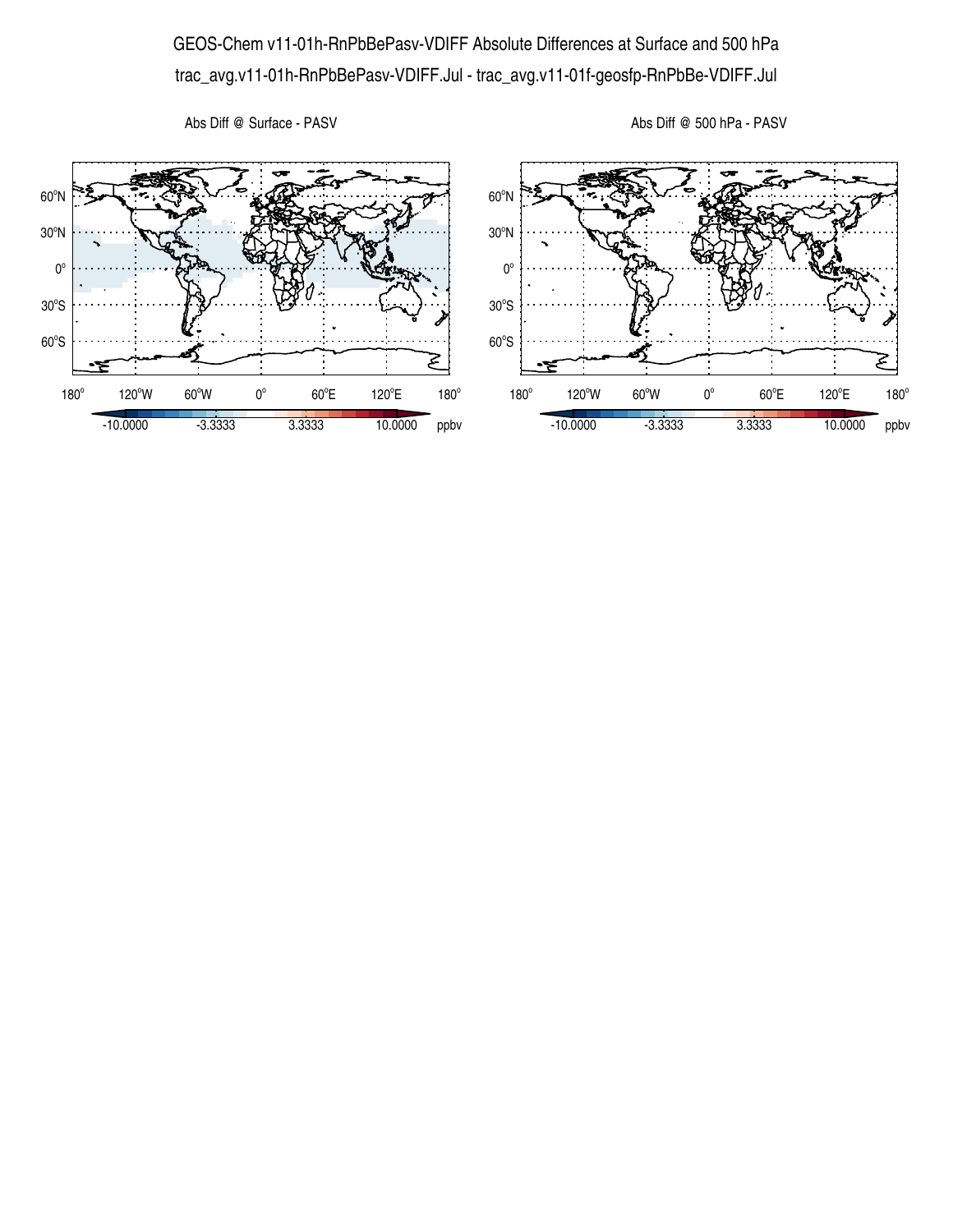GEOS-Chem v11-01h-RnPbBePasv-VDIFF Absolute Differences at Surface and 500 hPa

trac_avg.v11-01h-RnPbBePasv-VDIFF.Jul - trac_avg.v11-01f-geosfp-RnPbBe-VDIFF.Jul

Abs Diff @ Surface - PASV

60°N
30°N
0°
30°S
60°S
180° 120°W 60°W 0° 60°E 120°E 180°
-10.0000 -3.3333 3.3333 10.0000 ppbv

Abs Diff @ 500 hPa - PASV

60°N
30°N
0°
30°S
60°S
180° 120°W 60°W 0° 60°E 120°E 180°
-10.0000 -3.3333 3.3333 10.0000 ppbv